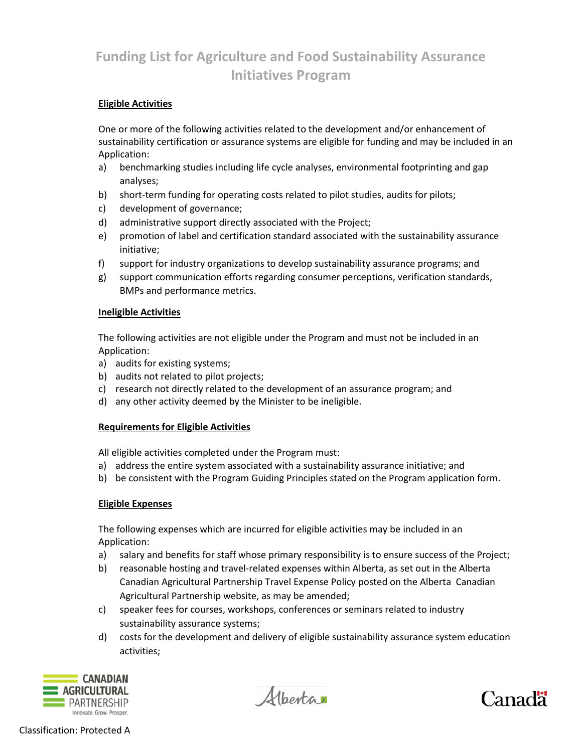# Funding List for Agriculture and Food Sustainability Assurance Initiatives Program

## Eligible Activities

One or more of the following activities related to the development and/or enhancement of sustainability certification or assurance systems are eligible for funding and may be included in an Application:

a) benchmarking studies including life cycle analyses, environmental footprinting and gap analyses;
b) short-term funding for operating costs related to pilot studies, audits for pilots;
c) development of governance;
d) administrative support directly associated with the Project;
e) promotion of label and certification standard associated with the sustainability assurance initiative;
f) support for industry organizations to develop sustainability assurance programs; and
g) support communication efforts regarding consumer perceptions, verification standards, BMPs and performance metrics.

## Ineligible Activities

The following activities are not eligible under the Program and must not be included in an Application:

a) audits for existing systems;
b) audits not related to pilot projects;
c) research not directly related to the development of an assurance program; and
d) any other activity deemed by the Minister to be ineligible.

## Requirements for Eligible Activities

All eligible activities completed under the Program must:

a) address the entire system associated with a sustainability assurance initiative; and
b) be consistent with the Program Guiding Principles stated on the Program application form.

## Eligible Expenses

The following expenses which are incurred for eligible activities may be included in an Application:

a) salary and benefits for staff whose primary responsibility is to ensure success of the Project;
b) reasonable hosting and travel-related expenses within Alberta, as set out in the Alberta Canadian Agricultural Partnership Travel Expense Policy posted on the Alberta Canadian Agricultural Partnership website, as may be amended;
c) speaker fees for courses, workshops, conferences or seminars related to industry sustainability assurance systems;
d) costs for the development and delivery of eligible sustainability assurance system education activities;

Classification: Protected A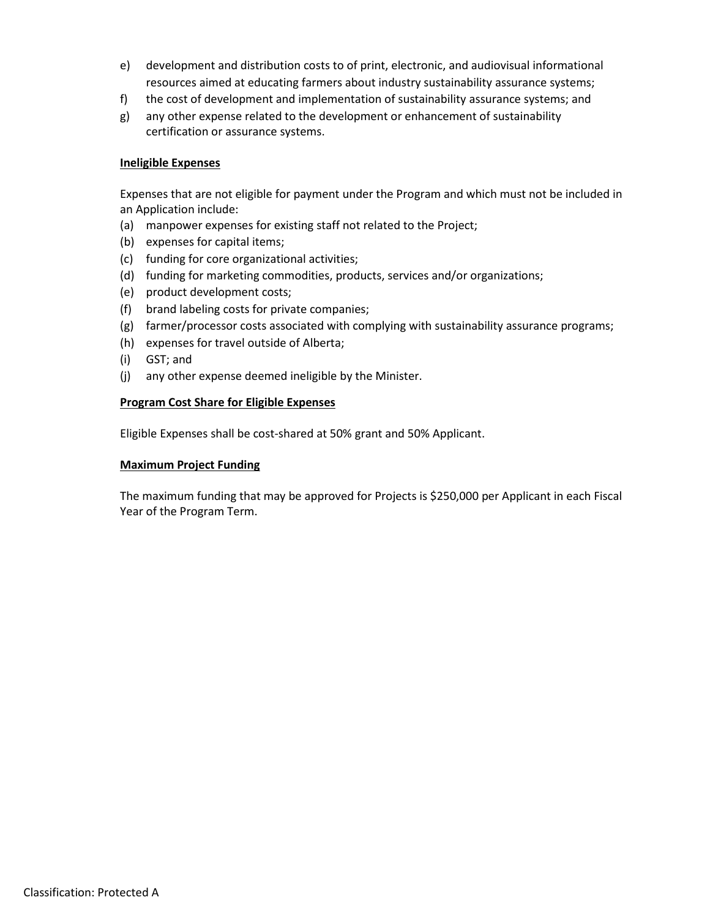e) development and distribution costs to of print, electronic, and audiovisual informational resources aimed at educating farmers about industry sustainability assurance systems;
f) the cost of development and implementation of sustainability assurance systems; and
g) any other expense related to the development or enhancement of sustainability certification or assurance systems.

**Ineligible Expenses**

Expenses that are not eligible for payment under the Program and which must not be included in an Application include:

(a) manpower expenses for existing staff not related to the Project;
(b) expenses for capital items;
(c) funding for core organizational activities;
(d) funding for marketing commodities, products, services and/or organizations;
(e) product development costs;
(f) brand labeling costs for private companies;
(g) farmer/processor costs associated with complying with sustainability assurance programs;
(h) expenses for travel outside of Alberta;
(i) GST; and
(j) any other expense deemed ineligible by the Minister.

**Program Cost Share for Eligible Expenses**

Eligible Expenses shall be cost-shared at 50% grant and 50% Applicant.

**Maximum Project Funding**

The maximum funding that may be approved for Projects is $250,000 per Applicant in each Fiscal Year of the Program Term.

Classification: Protected A